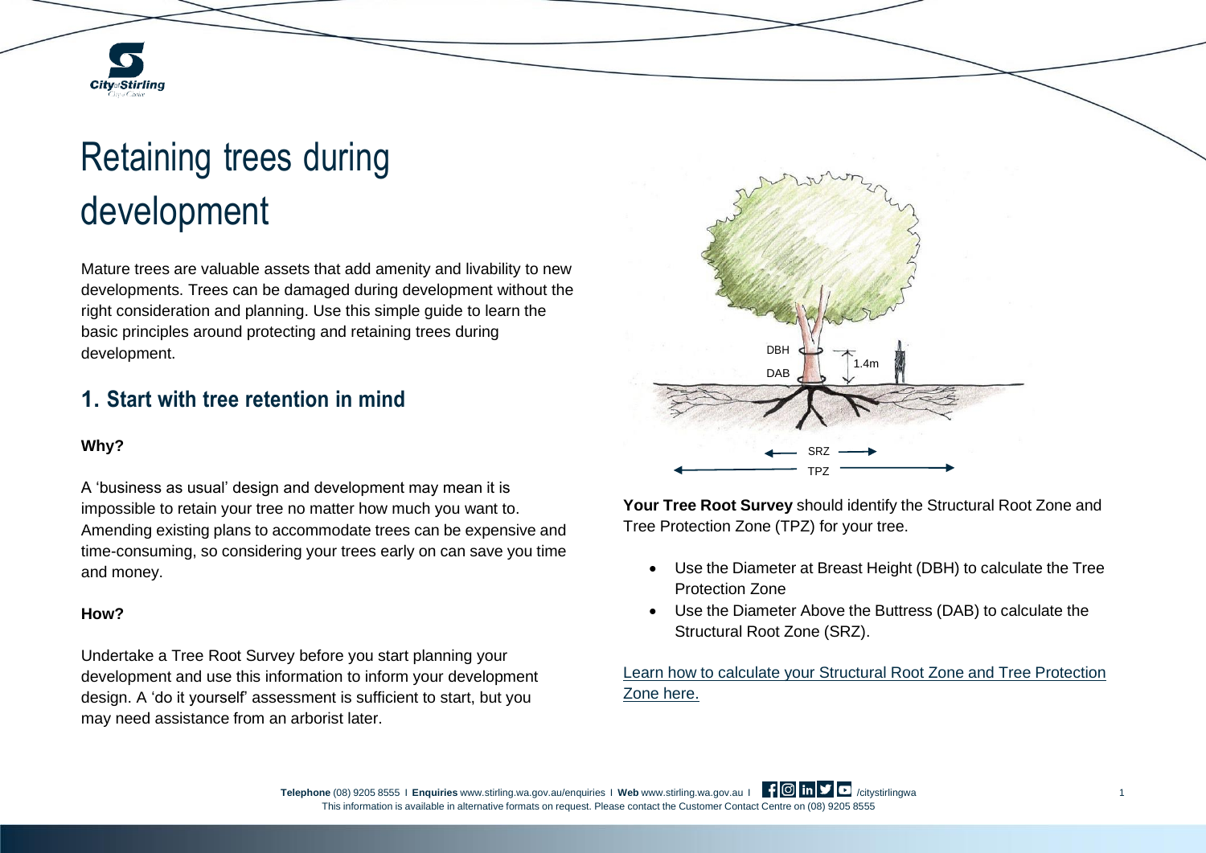# Retaining trees during development

Mature trees are valuable assets that add amenity and livability to new developments. Trees can be damaged during development without the right consideration and planning. Use this simple guide to learn the basic principles around protecting and retaining trees during development.

## 1. Start with tree retention in mind

**Why?**

A 'business as usual' design and development may mean it is impossible to retain your tree no matter how much you want to. Amending existing plans to accommodate trees can be expensive and time-consuming, so considering your trees early on can save you time and money.

**How?**

Undertake a Tree Root Survey before you start planning your development and use this information to inform your development design. A 'do it yourself' assessment is sufficient to start, but you may need assistance from an arborist later.

DBH
DAB
1.4m
SRZ
TPZ

**Your Tree Root Survey** should identify the Structural Root Zone and Tree Protection Zone (TPZ) for your tree.

- Use the Diameter at Breast Height (DBH) to calculate the Tree Protection Zone
- Use the Diameter Above the Buttress (DAB) to calculate the Structural Root Zone (SRZ).

Learn how to calculate your Structural Root Zone and Tree Protection Zone here.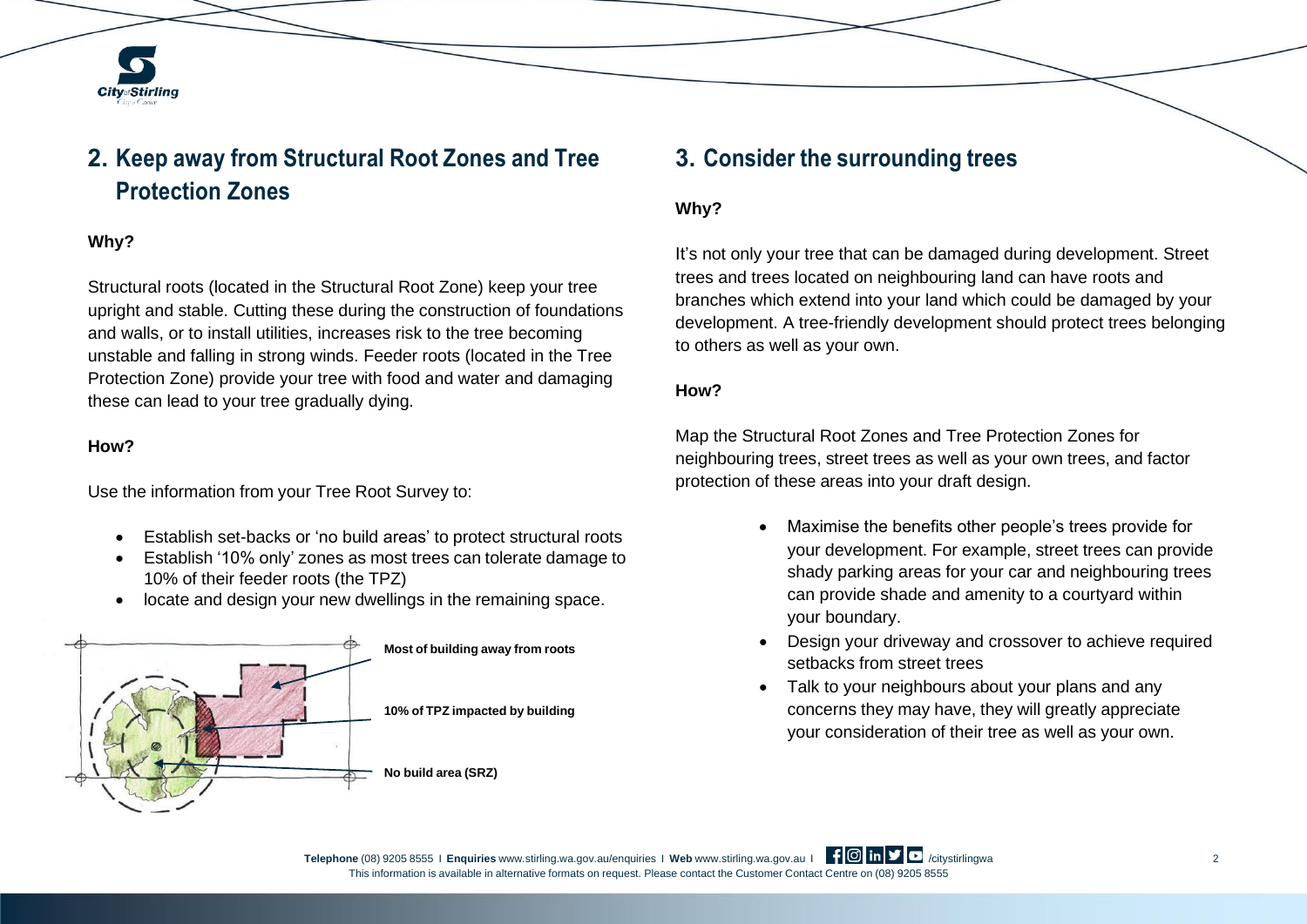## 2. Keep away from Structural Root Zones and Tree Protection Zones

**Why?**

Structural roots (located in the Structural Root Zone) keep your tree upright and stable. Cutting these during the construction of foundations and walls, or to install utilities, increases risk to the tree becoming unstable and falling in strong winds. Feeder roots (located in the Tree Protection Zone) provide your tree with food and water and damaging these can lead to your tree gradually dying.

**How?**

Use the information from your Tree Root Survey to:

- Establish set-backs or 'no build areas' to protect structural roots
- Establish '10% only' zones as most trees can tolerate damage to 10% of their feeder roots (the TPZ)
- locate and design your new dwellings in the remaining space.

**Most of building away from roots**

**10% of TPZ impacted by building**

**No build area (SRZ)**

## 3. Consider the surrounding trees

**Why?**

It's not only your tree that can be damaged during development. Street trees and trees located on neighbouring land can have roots and branches which extend into your land which could be damaged by your development. A tree-friendly development should protect trees belonging to others as well as your own.

**How?**

Map the Structural Root Zones and Tree Protection Zones for neighbouring trees, street trees as well as your own trees, and factor protection of these areas into your draft design.

- Maximise the benefits other people's trees provide for your development. For example, street trees can provide shady parking areas for your car and neighbouring trees can provide shade and amenity to a courtyard within your boundary.
- Design your driveway and crossover to achieve required setbacks from street trees
- Talk to your neighbours about your plans and any concerns they may have, they will greatly appreciate your consideration of their tree as well as your own.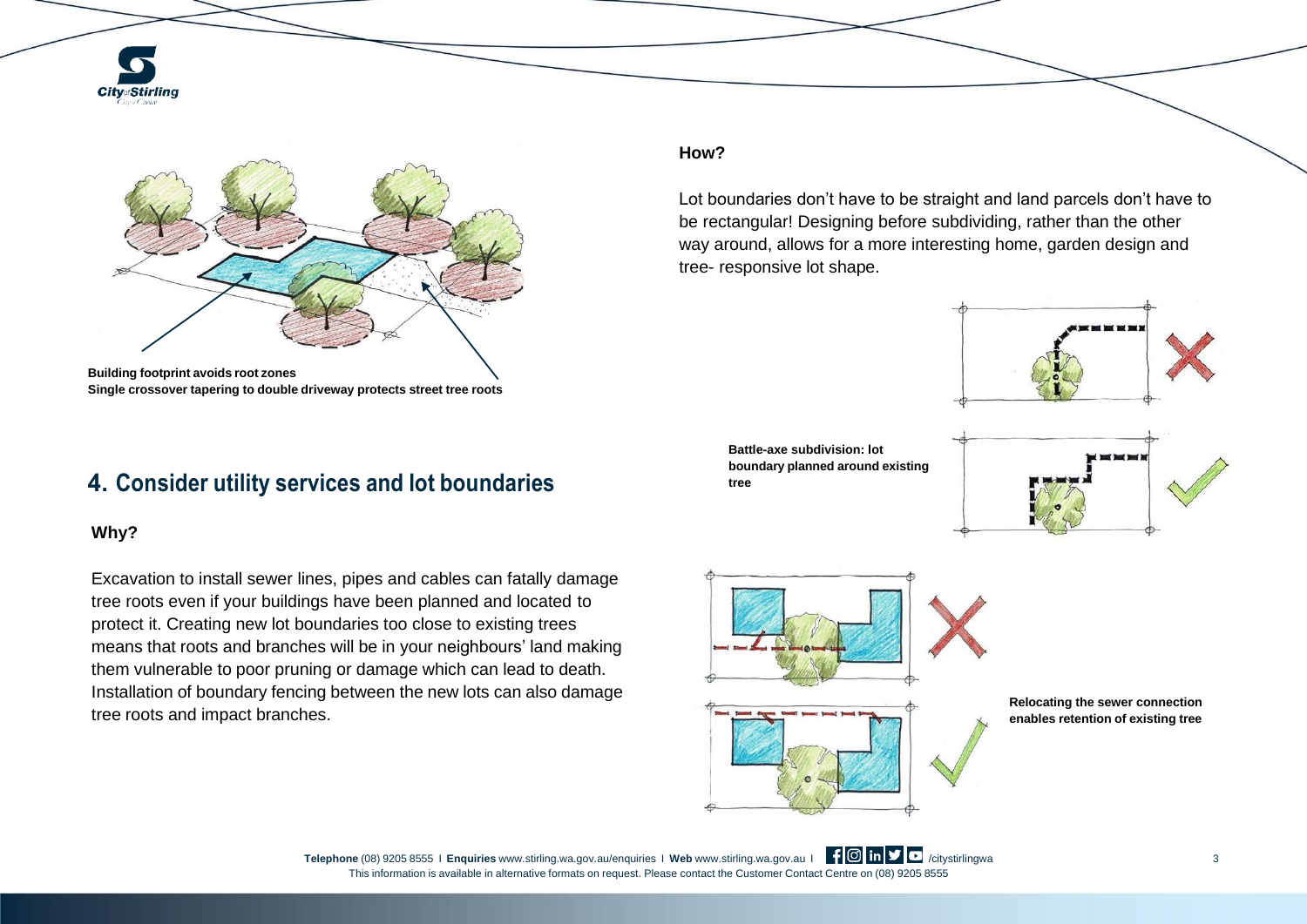Building footprint avoids root zones
Single crossover tapering to double driveway protects street tree roots

## 4. Consider utility services and lot boundaries

**Why?**

Excavation to install sewer lines, pipes and cables can fatally damage tree roots even if your buildings have been planned and located to protect it. Creating new lot boundaries too close to existing trees means that roots and branches will be in your neighbours' land making them vulnerable to poor pruning or damage which can lead to death. Installation of boundary fencing between the new lots can also damage tree roots and impact branches.

**How?**

Lot boundaries don't have to be straight and land parcels don't have to be rectangular! Designing before subdividing, rather than the other way around, allows for a more interesting home, garden design and tree- responsive lot shape.

**Battle-axe subdivision: lot boundary planned around existing tree**

**Relocating the sewer connection enables retention of existing tree**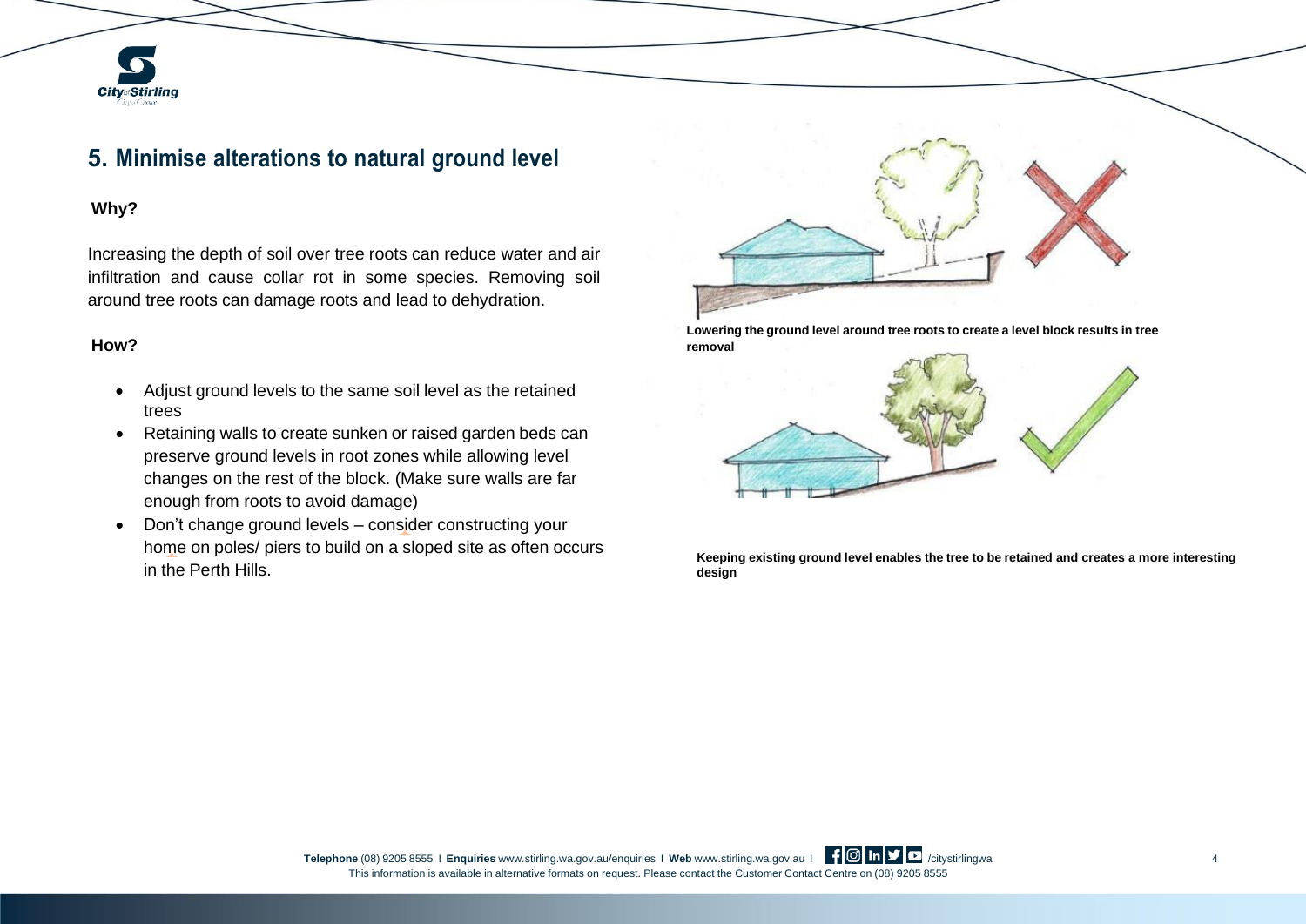## 5. Minimise alterations to natural ground level

**Why?**

Increasing the depth of soil over tree roots can reduce water and air infiltration and cause collar rot in some species. Removing soil around tree roots can damage roots and lead to dehydration.

**How?**

- Adjust ground levels to the same soil level as the retained trees
- Retaining walls to create sunken or raised garden beds can preserve ground levels in root zones while allowing level changes on the rest of the block. (Make sure walls are far enough from roots to avoid damage)
- Don't change ground levels – consider constructing your home on poles/ piers to build on a sloped site as often occurs in the Perth Hills.

**Lowering the ground level around tree roots to create a level block results in tree removal**

**Keeping existing ground level enables the tree to be retained and creates a more interesting design**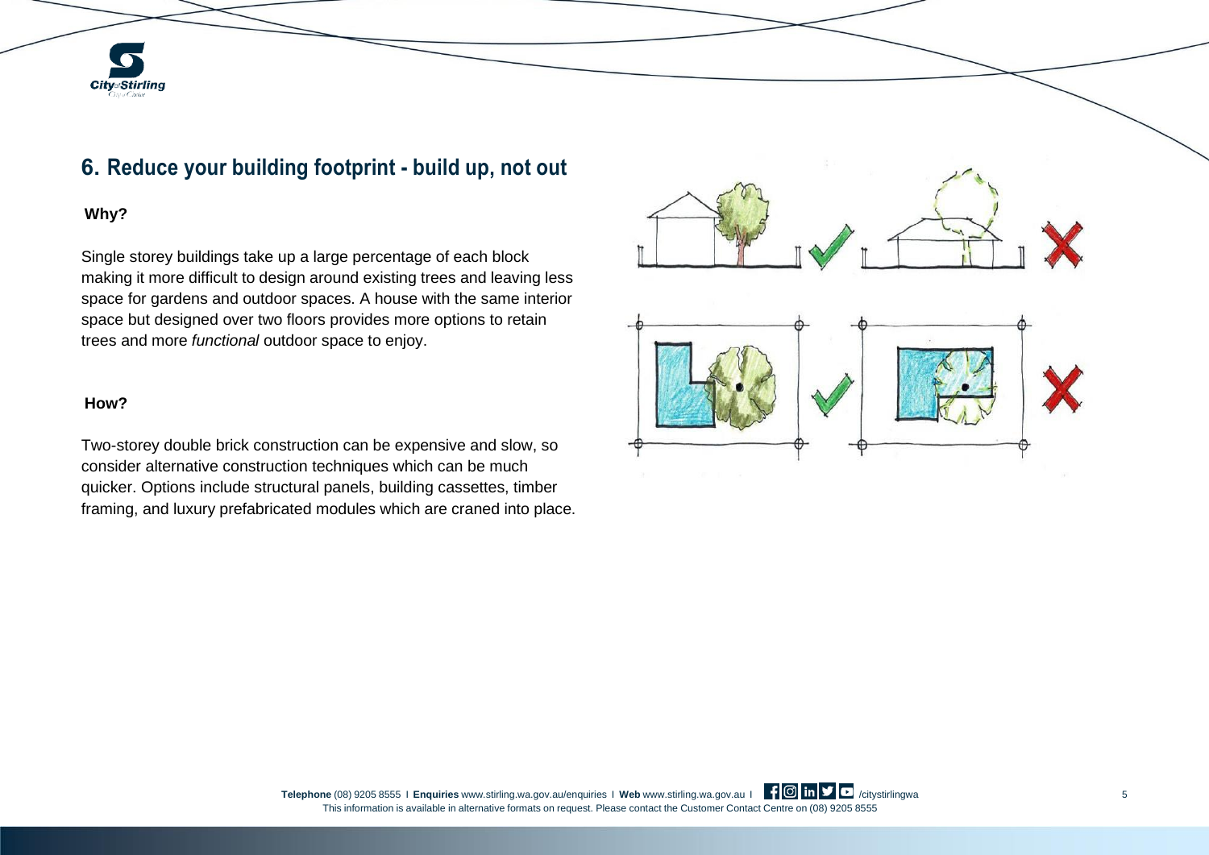## 6. Reduce your building footprint - build up, not out

**Why?**

Single storey buildings take up a large percentage of each block making it more difficult to design around existing trees and leaving less space for gardens and outdoor spaces. A house with the same interior space but designed over two floors provides more options to retain trees and more *functional* outdoor space to enjoy.

**How?**

Two-storey double brick construction can be expensive and slow, so consider alternative construction techniques which can be much quicker. Options include structural panels, building cassettes, timber framing, and luxury prefabricated modules which are craned into place.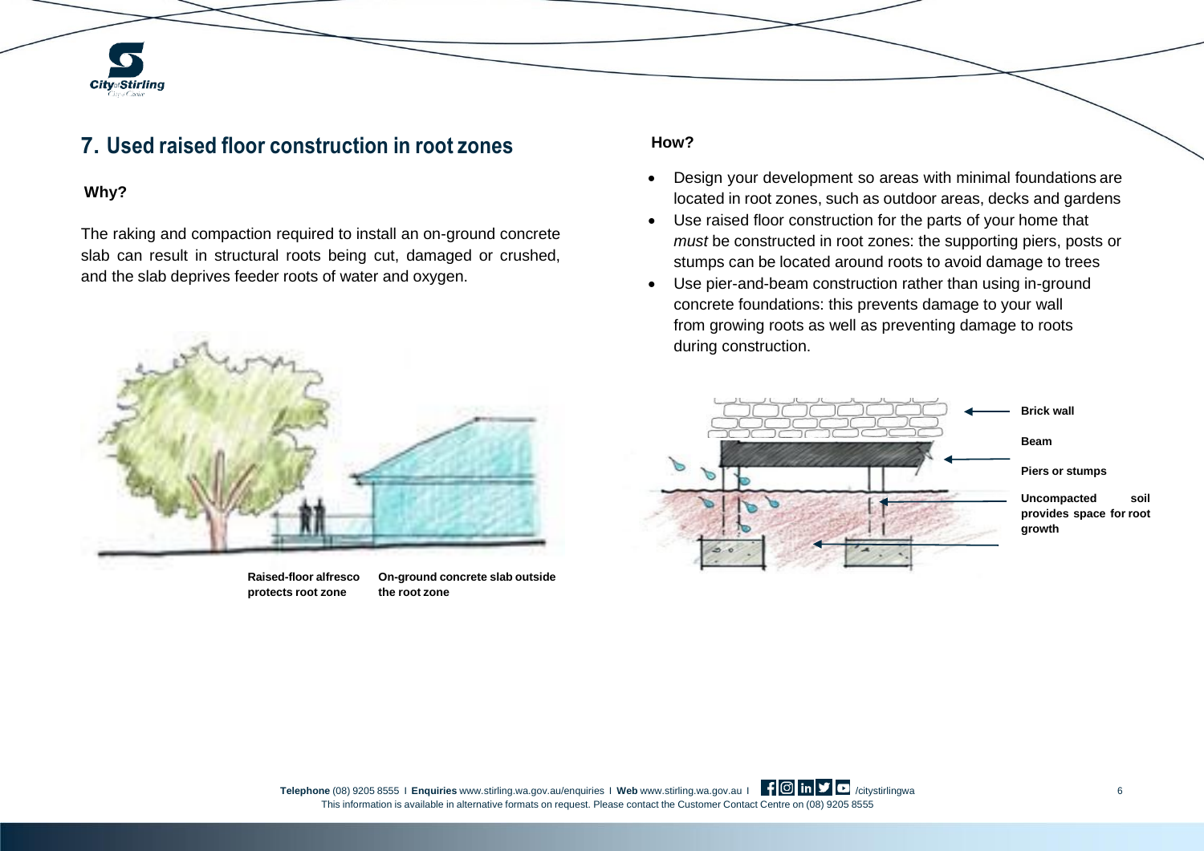## 7. Used raised floor construction in root zones

**Why?**

The raking and compaction required to install an on-ground concrete slab can result in structural roots being cut, damaged or crushed, and the slab deprives feeder roots of water and oxygen.

**Raised-floor alfresco protects root zone**

**On-ground concrete slab outside the root zone**

**How?**

- Design your development so areas with minimal foundations are located in root zones, such as outdoor areas, decks and gardens
- Use raised floor construction for the parts of your home that *must* be constructed in root zones: the supporting piers, posts or stumps can be located around roots to avoid damage to trees
- Use pier-and-beam construction rather than using in-ground concrete foundations: this prevents damage to your wall from growing roots as well as preventing damage to roots during construction.

**Brick wall**

**Beam**

**Piers or stumps**

**Uncompacted soil provides space for root growth**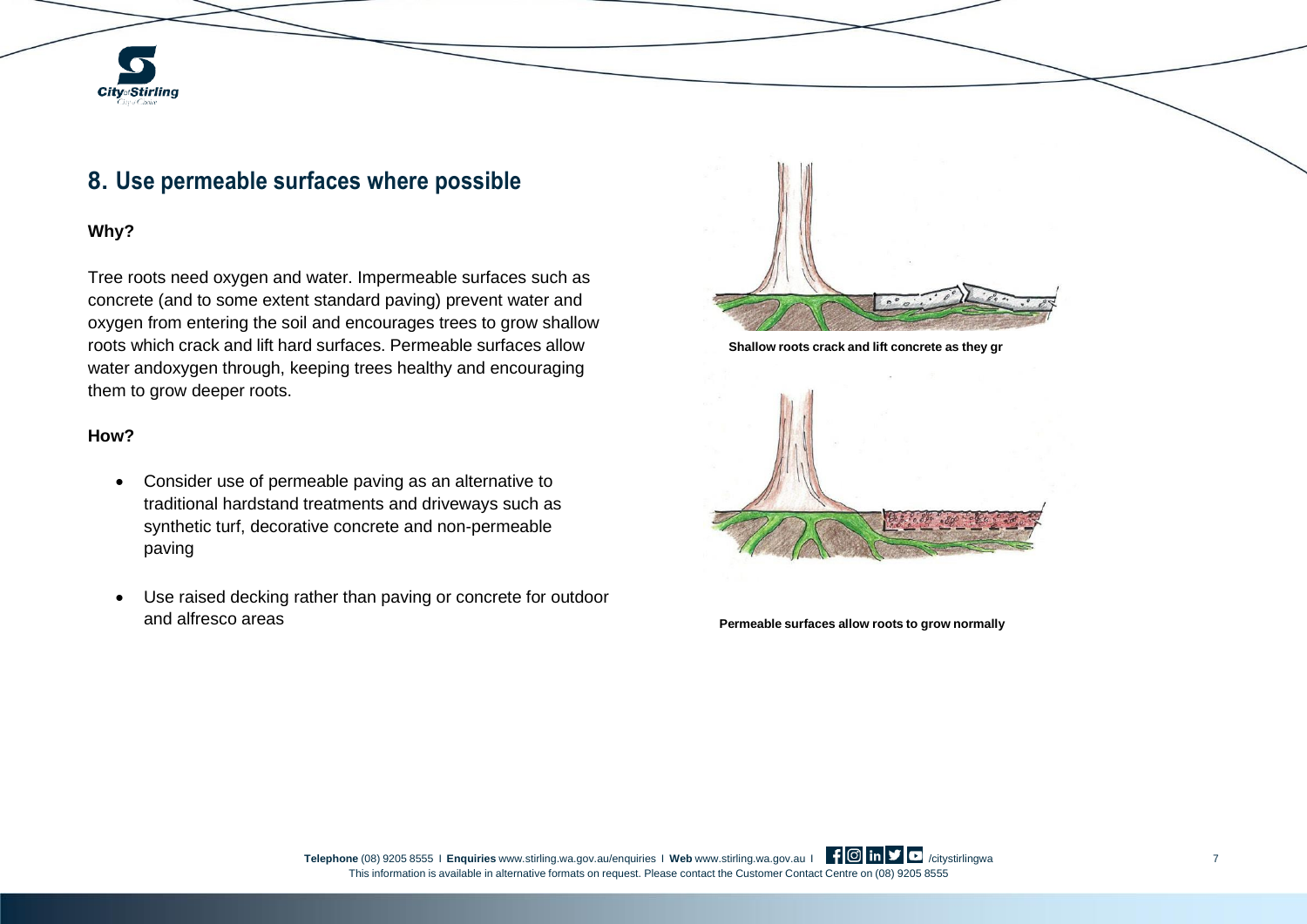## 8. Use permeable surfaces where possible

**Why?**

Tree roots need oxygen and water. Impermeable surfaces such as concrete (and to some extent standard paving) prevent water and oxygen from entering the soil and encourages trees to grow shallow roots which crack and lift hard surfaces. Permeable surfaces allow water andoxygen through, keeping trees healthy and encouraging them to grow deeper roots.

**How?**

- Consider use of permeable paving as an alternative to traditional hardstand treatments and driveways such as synthetic turf, decorative concrete and non-permeable paving
- Use raised decking rather than paving or concrete for outdoor and alfresco areas

**Shallow roots crack and lift concrete as they gr**

**Permeable surfaces allow roots to grow normally**

**Telephone** (08) 9205 8555 I **Enquiries** www.stirling.wa.gov.au/enquiries I **Web** www.stirling.wa.gov.au I /citystirlingwa

This information is available in alternative formats on request. Please contact the Customer Contact Centre on (08) 9205 8555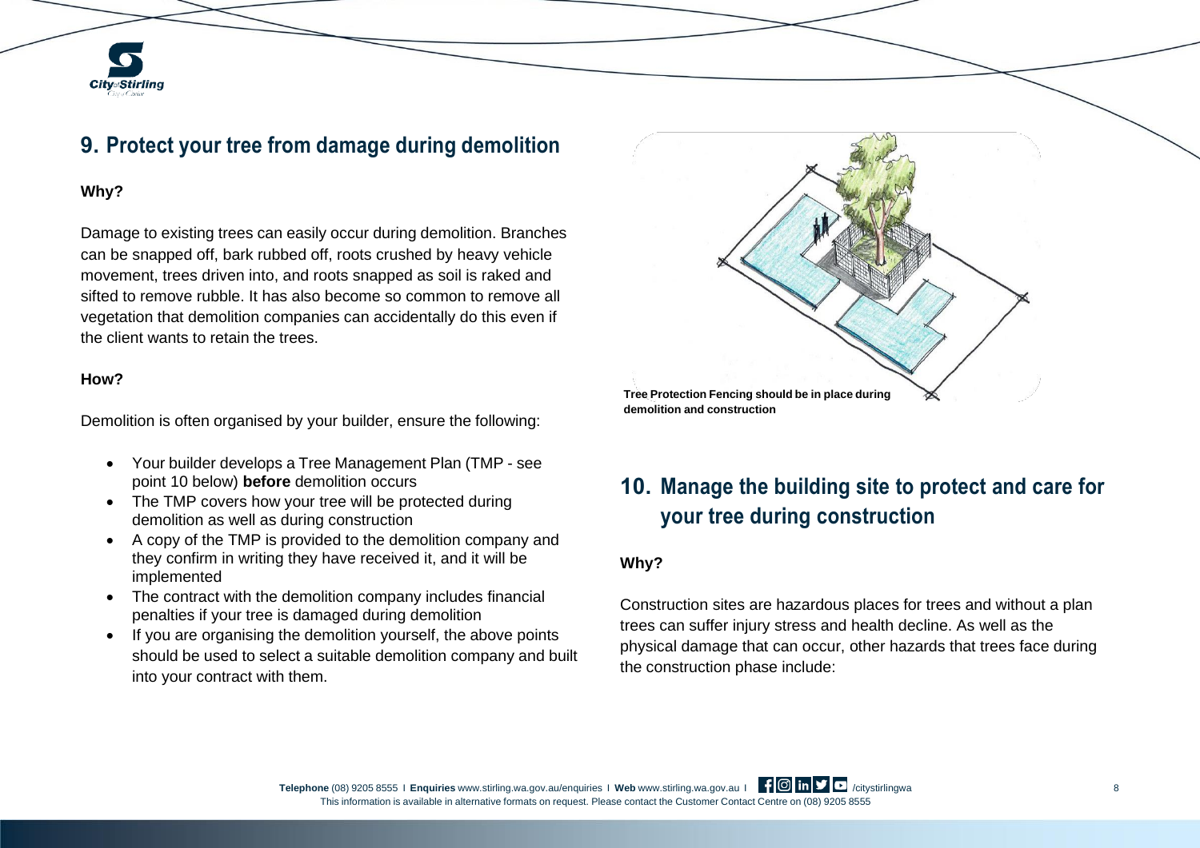## 9. Protect your tree from damage during demolition

**Why?**

Damage to existing trees can easily occur during demolition. Branches can be snapped off, bark rubbed off, roots crushed by heavy vehicle movement, trees driven into, and roots snapped as soil is raked and sifted to remove rubble. It has also become so common to remove all vegetation that demolition companies can accidentally do this even if the client wants to retain the trees.

**How?**

Demolition is often organised by your builder, ensure the following:

- Your builder develops a Tree Management Plan (TMP - see point 10 below) **before** demolition occurs
- The TMP covers how your tree will be protected during demolition as well as during construction
- A copy of the TMP is provided to the demolition company and they confirm in writing they have received it, and it will be implemented
- The contract with the demolition company includes financial penalties if your tree is damaged during demolition
- If you are organising the demolition yourself, the above points should be used to select a suitable demolition company and built into your contract with them.

**Tree Protection Fencing should be in place during demolition and construction**

## 10. Manage the building site to protect and care for your tree during construction

**Why?**

Construction sites are hazardous places for trees and without a plan trees can suffer injury stress and health decline. As well as the physical damage that can occur, other hazards that trees face during the construction phase include: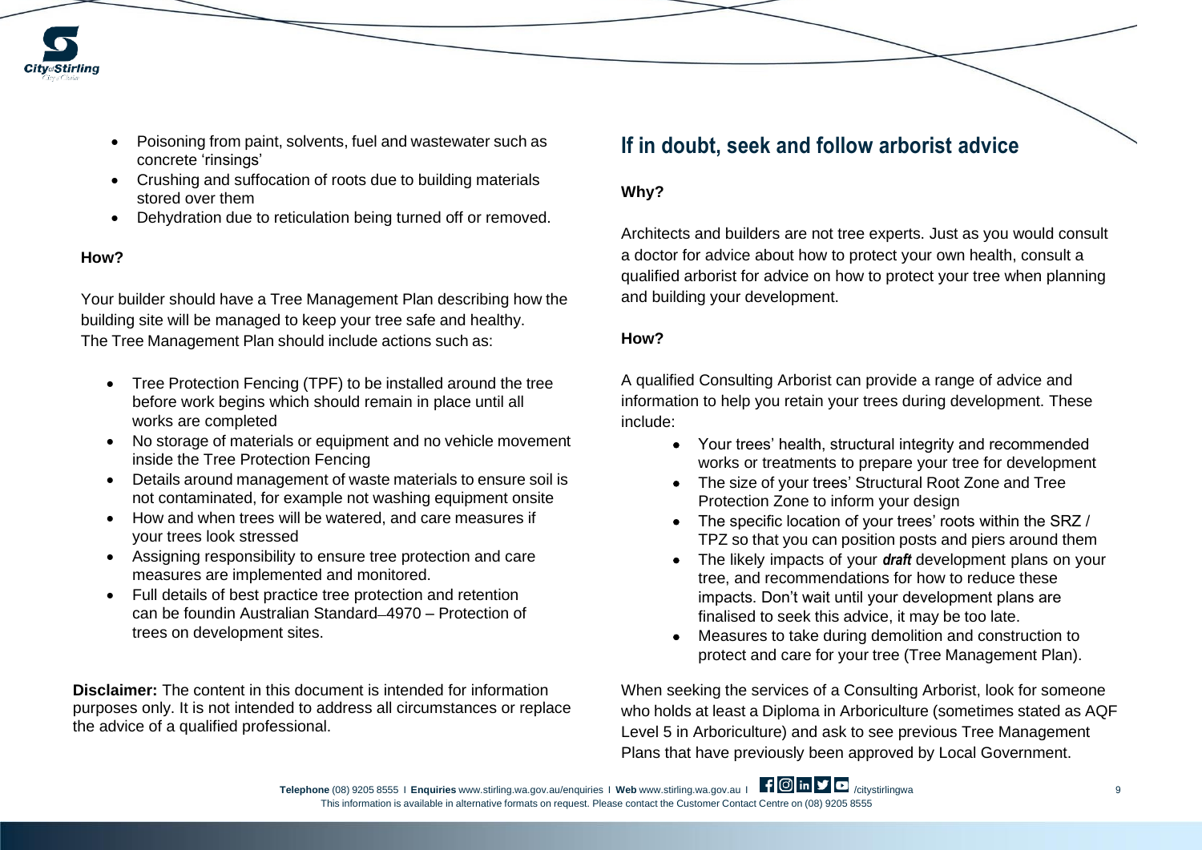- Poisoning from paint, solvents, fuel and wastewater such as concrete 'rinsings'
- Crushing and suffocation of roots due to building materials stored over them
- Dehydration due to reticulation being turned off or removed.

**How?**

Your builder should have a Tree Management Plan describing how the building site will be managed to keep your tree safe and healthy. The Tree Management Plan should include actions such as:

- Tree Protection Fencing (TPF) to be installed around the tree before work begins which should remain in place until all works are completed
- No storage of materials or equipment and no vehicle movement inside the Tree Protection Fencing
- Details around management of waste materials to ensure soil is not contaminated, for example not washing equipment onsite
- How and when trees will be watered, and care measures if your trees look stressed
- Assigning responsibility to ensure tree protection and care measures are implemented and monitored.
- Full details of best practice tree protection and retention can be foundin Australian Standard 4970 – Protection of trees on development sites.

**Disclaimer:** The content in this document is intended for information purposes only. It is not intended to address all circumstances or replace the advice of a qualified professional.

## If in doubt, seek and follow arborist advice

**Why?**

Architects and builders are not tree experts. Just as you would consult a doctor for advice about how to protect your own health, consult a qualified arborist for advice on how to protect your tree when planning and building your development.

**How?**

A qualified Consulting Arborist can provide a range of advice and information to help you retain your trees during development. These include:

- Your trees' health, structural integrity and recommended works or treatments to prepare your tree for development
- The size of your trees' Structural Root Zone and Tree Protection Zone to inform your design
- The specific location of your trees' roots within the SRZ / TPZ so that you can position posts and piers around them
- The likely impacts of your ***draft*** development plans on your tree, and recommendations for how to reduce these impacts. Don't wait until your development plans are finalised to seek this advice, it may be too late.
- Measures to take during demolition and construction to protect and care for your tree (Tree Management Plan).

When seeking the services of a Consulting Arborist, look for someone who holds at least a Diploma in Arboriculture (sometimes stated as AQF Level 5 in Arboriculture) and ask to see previous Tree Management Plans that have previously been approved by Local Government.